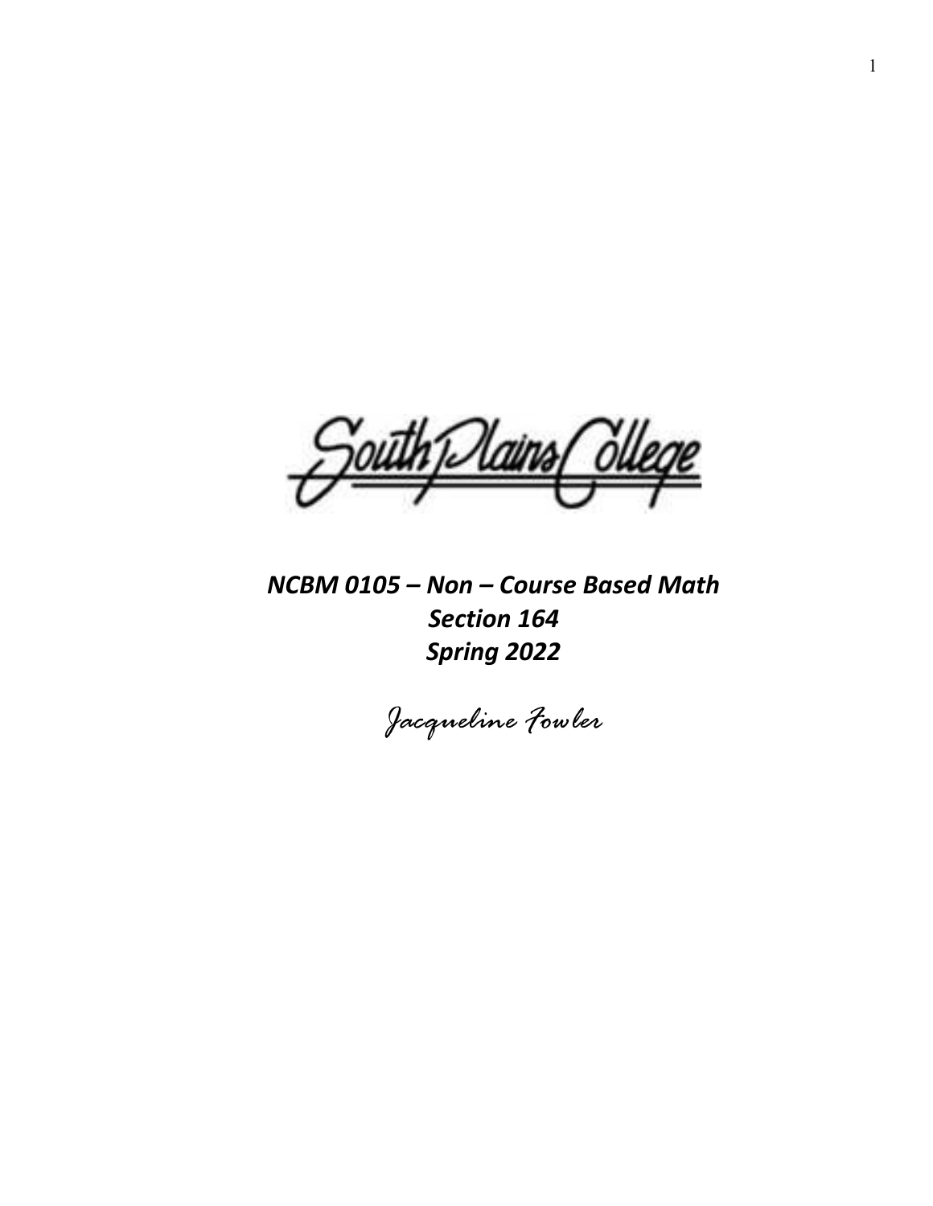South Plains College

***NCBM 0105 – Non – Course Based Math***
***Section 164***
***Spring 2022***

*Jacqueline Fowler*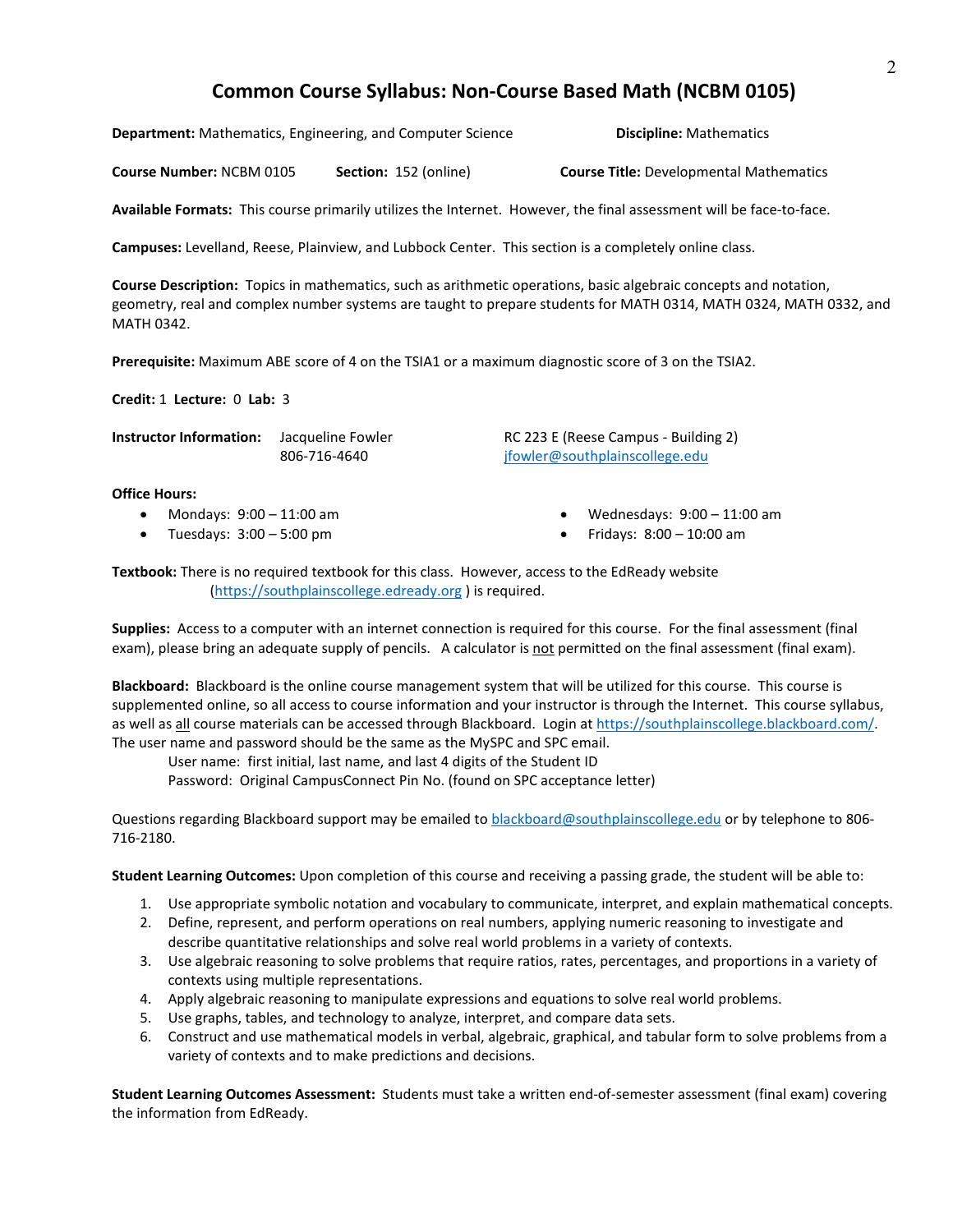# Common Course Syllabus: Non-Course Based Math (NCBM 0105)

**Department:** Mathematics, Engineering, and Computer Science **Discipline:** Mathematics

**Course Number:** NCBM 0105 **Section:** 152 (online) **Course Title:** Developmental Mathematics

**Available Formats:** This course primarily utilizes the Internet. However, the final assessment will be face-to-face.

**Campuses:** Levelland, Reese, Plainview, and Lubbock Center. This section is a completely online class.

**Course Description:** Topics in mathematics, such as arithmetic operations, basic algebraic concepts and notation, geometry, real and complex number systems are taught to prepare students for MATH 0314, MATH 0324, MATH 0332, and MATH 0342.

**Prerequisite:** Maximum ABE score of 4 on the TSIA1 or a maximum diagnostic score of 3 on the TSIA2.

**Credit:** 1 **Lecture:** 0 **Lab:** 3

**Instructor Information:** Jacqueline Fowler, 806-716-4640, RC 223 E (Reese Campus - Building 2), jfowler@southplainscollege.edu

**Office Hours:**

- Mondays: 9:00 – 11:00 am
- Tuesdays: 3:00 – 5:00 pm
- Wednesdays: 9:00 – 11:00 am
- Fridays: 8:00 – 10:00 am

**Textbook:** There is no required textbook for this class. However, access to the EdReady website (https://southplainscollege.edready.org ) is required.

**Supplies:** Access to a computer with an internet connection is required for this course. For the final assessment (final exam), please bring an adequate supply of pencils. A calculator is not permitted on the final assessment (final exam).

**Blackboard:** Blackboard is the online course management system that will be utilized for this course. This course is supplemented online, so all access to course information and your instructor is through the Internet. This course syllabus, as well as all course materials can be accessed through Blackboard. Login at https://southplainscollege.blackboard.com/. The user name and password should be the same as the MySPC and SPC email.

User name: first initial, last name, and last 4 digits of the Student ID
Password: Original CampusConnect Pin No. (found on SPC acceptance letter)

Questions regarding Blackboard support may be emailed to blackboard@southplainscollege.edu or by telephone to 806-716-2180.

**Student Learning Outcomes:** Upon completion of this course and receiving a passing grade, the student will be able to:

1. Use appropriate symbolic notation and vocabulary to communicate, interpret, and explain mathematical concepts.
2. Define, represent, and perform operations on real numbers, applying numeric reasoning to investigate and describe quantitative relationships and solve real world problems in a variety of contexts.
3. Use algebraic reasoning to solve problems that require ratios, rates, percentages, and proportions in a variety of contexts using multiple representations.
4. Apply algebraic reasoning to manipulate expressions and equations to solve real world problems.
5. Use graphs, tables, and technology to analyze, interpret, and compare data sets.
6. Construct and use mathematical models in verbal, algebraic, graphical, and tabular form to solve problems from a variety of contexts and to make predictions and decisions.

**Student Learning Outcomes Assessment:** Students must take a written end-of-semester assessment (final exam) covering the information from EdReady.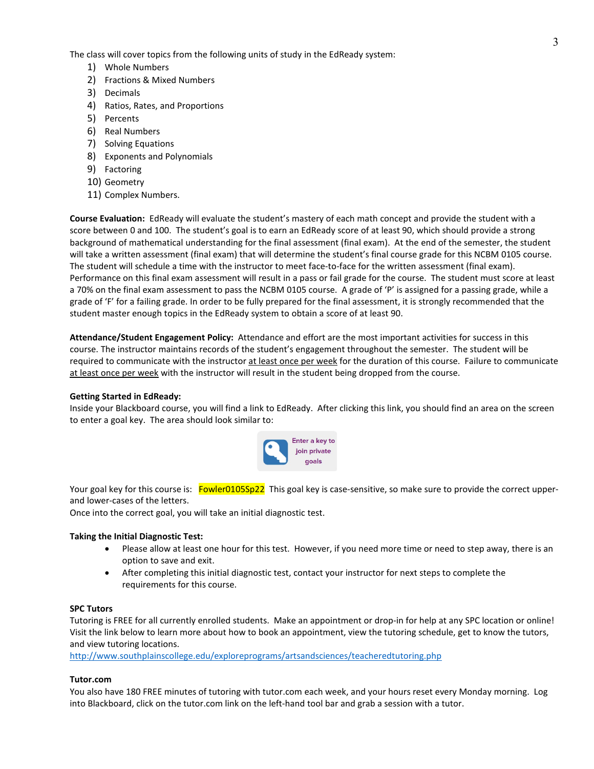The class will cover topics from the following units of study in the EdReady system:

1) Whole Numbers
2) Fractions & Mixed Numbers
3) Decimals
4) Ratios, Rates, and Proportions
5) Percents
6) Real Numbers
7) Solving Equations
8) Exponents and Polynomials
9) Factoring
10) Geometry
11) Complex Numbers.

**Course Evaluation:** EdReady will evaluate the student's mastery of each math concept and provide the student with a score between 0 and 100. The student's goal is to earn an EdReady score of at least 90, which should provide a strong background of mathematical understanding for the final assessment (final exam). At the end of the semester, the student will take a written assessment (final exam) that will determine the student's final course grade for this NCBM 0105 course. The student will schedule a time with the instructor to meet face-to-face for the written assessment (final exam). Performance on this final exam assessment will result in a pass or fail grade for the course. The student must score at least a 70% on the final exam assessment to pass the NCBM 0105 course. A grade of 'P' is assigned for a passing grade, while a grade of 'F' for a failing grade. In order to be fully prepared for the final assessment, it is strongly recommended that the student master enough topics in the EdReady system to obtain a score of at least 90.

**Attendance/Student Engagement Policy:** Attendance and effort are the most important activities for success in this course. The instructor maintains records of the student's engagement throughout the semester. The student will be required to communicate with the instructor at least once per week for the duration of this course. Failure to communicate at least once per week with the instructor will result in the student being dropped from the course.

**Getting Started in EdReady:**
Inside your Blackboard course, you will find a link to EdReady. After clicking this link, you should find an area on the screen to enter a goal key. The area should look similar to:

Enter a key to join private goals

Your goal key for this course is: Fowler0105Sp22 This goal key is case-sensitive, so make sure to provide the correct upper- and lower-cases of the letters.
Once into the correct goal, you will take an initial diagnostic test.

**Taking the Initial Diagnostic Test:**

- Please allow at least one hour for this test. However, if you need more time or need to step away, there is an option to save and exit.
- After completing this initial diagnostic test, contact your instructor for next steps to complete the requirements for this course.

**SPC Tutors**
Tutoring is FREE for all currently enrolled students. Make an appointment or drop-in for help at any SPC location or online! Visit the link below to learn more about how to book an appointment, view the tutoring schedule, get to know the tutors, and view tutoring locations.
http://www.southplainscollege.edu/exploreprograms/artsandsciences/teacheredtutoring.php

**Tutor.com**
You also have 180 FREE minutes of tutoring with tutor.com each week, and your hours reset every Monday morning. Log into Blackboard, click on the tutor.com link on the left-hand tool bar and grab a session with a tutor.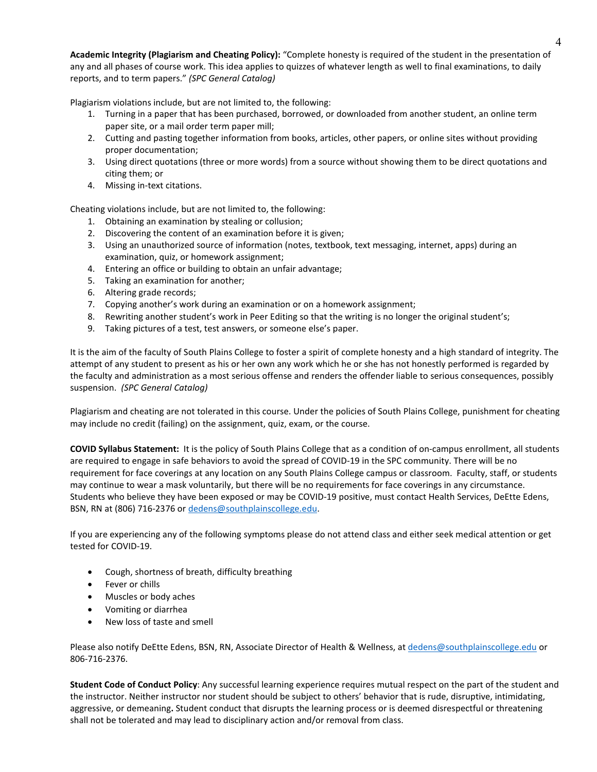**Academic Integrity (Plagiarism and Cheating Policy):** "Complete honesty is required of the student in the presentation of any and all phases of course work. This idea applies to quizzes of whatever length as well to final examinations, to daily reports, and to term papers." *(SPC General Catalog)*

Plagiarism violations include, but are not limited to, the following:

1. Turning in a paper that has been purchased, borrowed, or downloaded from another student, an online term paper site, or a mail order term paper mill;
2. Cutting and pasting together information from books, articles, other papers, or online sites without providing proper documentation;
3. Using direct quotations (three or more words) from a source without showing them to be direct quotations and citing them; or
4. Missing in-text citations.

Cheating violations include, but are not limited to, the following:

1. Obtaining an examination by stealing or collusion;
2. Discovering the content of an examination before it is given;
3. Using an unauthorized source of information (notes, textbook, text messaging, internet, apps) during an examination, quiz, or homework assignment;
4. Entering an office or building to obtain an unfair advantage;
5. Taking an examination for another;
6. Altering grade records;
7. Copying another's work during an examination or on a homework assignment;
8. Rewriting another student's work in Peer Editing so that the writing is no longer the original student's;
9. Taking pictures of a test, test answers, or someone else's paper.

It is the aim of the faculty of South Plains College to foster a spirit of complete honesty and a high standard of integrity. The attempt of any student to present as his or her own any work which he or she has not honestly performed is regarded by the faculty and administration as a most serious offense and renders the offender liable to serious consequences, possibly suspension. *(SPC General Catalog)*

Plagiarism and cheating are not tolerated in this course. Under the policies of South Plains College, punishment for cheating may include no credit (failing) on the assignment, quiz, exam, or the course.

**COVID Syllabus Statement:** It is the policy of South Plains College that as a condition of on-campus enrollment, all students are required to engage in safe behaviors to avoid the spread of COVID-19 in the SPC community. There will be no requirement for face coverings at any location on any South Plains College campus or classroom. Faculty, staff, or students may continue to wear a mask voluntarily, but there will be no requirements for face coverings in any circumstance. Students who believe they have been exposed or may be COVID-19 positive, must contact Health Services, DeEtte Edens, BSN, RN at (806) 716-2376 or dedens@southplainscollege.edu.

If you are experiencing any of the following symptoms please do not attend class and either seek medical attention or get tested for COVID-19.

- Cough, shortness of breath, difficulty breathing
- Fever or chills
- Muscles or body aches
- Vomiting or diarrhea
- New loss of taste and smell

Please also notify DeEtte Edens, BSN, RN, Associate Director of Health & Wellness, at dedens@southplainscollege.edu or 806-716-2376.

**Student Code of Conduct Policy**: Any successful learning experience requires mutual respect on the part of the student and the instructor. Neither instructor nor student should be subject to others' behavior that is rude, disruptive, intimidating, aggressive, or demeaning**.** Student conduct that disrupts the learning process or is deemed disrespectful or threatening shall not be tolerated and may lead to disciplinary action and/or removal from class.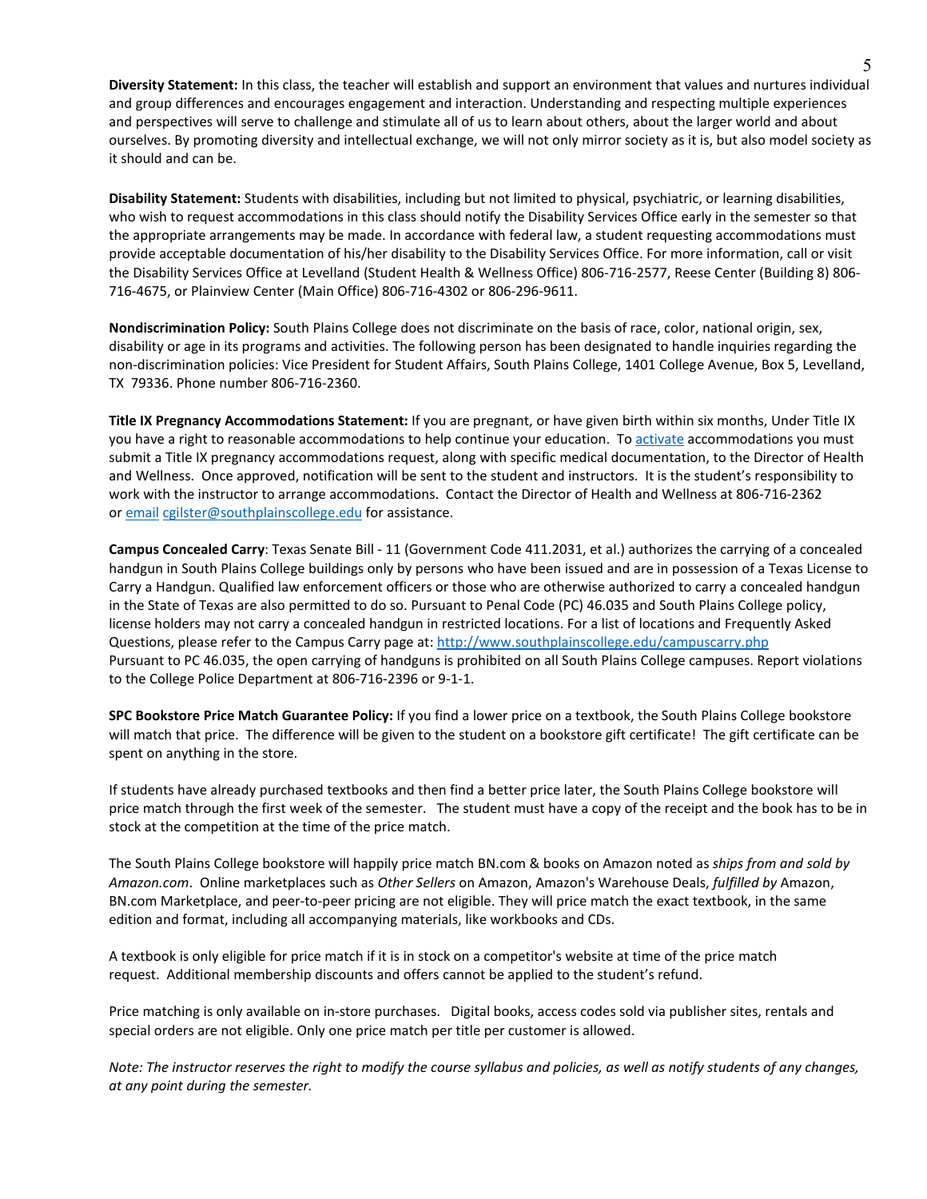**Diversity Statement:** In this class, the teacher will establish and support an environment that values and nurtures individual and group differences and encourages engagement and interaction. Understanding and respecting multiple experiences and perspectives will serve to challenge and stimulate all of us to learn about others, about the larger world and about ourselves. By promoting diversity and intellectual exchange, we will not only mirror society as it is, but also model society as it should and can be.

**Disability Statement:** Students with disabilities, including but not limited to physical, psychiatric, or learning disabilities, who wish to request accommodations in this class should notify the Disability Services Office early in the semester so that the appropriate arrangements may be made. In accordance with federal law, a student requesting accommodations must provide acceptable documentation of his/her disability to the Disability Services Office. For more information, call or visit the Disability Services Office at Levelland (Student Health & Wellness Office) 806-716-2577, Reese Center (Building 8) 806-716-4675, or Plainview Center (Main Office) 806-716-4302 or 806-296-9611.

**Nondiscrimination Policy:** South Plains College does not discriminate on the basis of race, color, national origin, sex, disability or age in its programs and activities. The following person has been designated to handle inquiries regarding the non-discrimination policies: Vice President for Student Affairs, South Plains College, 1401 College Avenue, Box 5, Levelland, TX 79336. Phone number 806-716-2360.

**Title IX Pregnancy Accommodations Statement:** If you are pregnant, or have given birth within six months, Under Title IX you have a right to reasonable accommodations to help continue your education. To activate accommodations you must submit a Title IX pregnancy accommodations request, along with specific medical documentation, to the Director of Health and Wellness. Once approved, notification will be sent to the student and instructors. It is the student's responsibility to work with the instructor to arrange accommodations. Contact the Director of Health and Wellness at 806-716-2362 or email cgilster@southplainscollege.edu for assistance.

**Campus Concealed Carry**: Texas Senate Bill - 11 (Government Code 411.2031, et al.) authorizes the carrying of a concealed handgun in South Plains College buildings only by persons who have been issued and are in possession of a Texas License to Carry a Handgun. Qualified law enforcement officers or those who are otherwise authorized to carry a concealed handgun in the State of Texas are also permitted to do so. Pursuant to Penal Code (PC) 46.035 and South Plains College policy, license holders may not carry a concealed handgun in restricted locations. For a list of locations and Frequently Asked Questions, please refer to the Campus Carry page at: http://www.southplainscollege.edu/campuscarry.php
Pursuant to PC 46.035, the open carrying of handguns is prohibited on all South Plains College campuses. Report violations to the College Police Department at 806-716-2396 or 9-1-1.

**SPC Bookstore Price Match Guarantee Policy:** If you find a lower price on a textbook, the South Plains College bookstore will match that price. The difference will be given to the student on a bookstore gift certificate! The gift certificate can be spent on anything in the store.

If students have already purchased textbooks and then find a better price later, the South Plains College bookstore will price match through the first week of the semester. The student must have a copy of the receipt and the book has to be in stock at the competition at the time of the price match.

The South Plains College bookstore will happily price match BN.com & books on Amazon noted as *ships from and sold by Amazon.com*. Online marketplaces such as *Other Sellers* on Amazon, Amazon's Warehouse Deals, *fulfilled by* Amazon, BN.com Marketplace, and peer-to-peer pricing are not eligible. They will price match the exact textbook, in the same edition and format, including all accompanying materials, like workbooks and CDs.

A textbook is only eligible for price match if it is in stock on a competitor's website at time of the price match request. Additional membership discounts and offers cannot be applied to the student's refund.

Price matching is only available on in-store purchases. Digital books, access codes sold via publisher sites, rentals and special orders are not eligible. Only one price match per title per customer is allowed.

*Note: The instructor reserves the right to modify the course syllabus and policies, as well as notify students of any changes, at any point during the semester.*